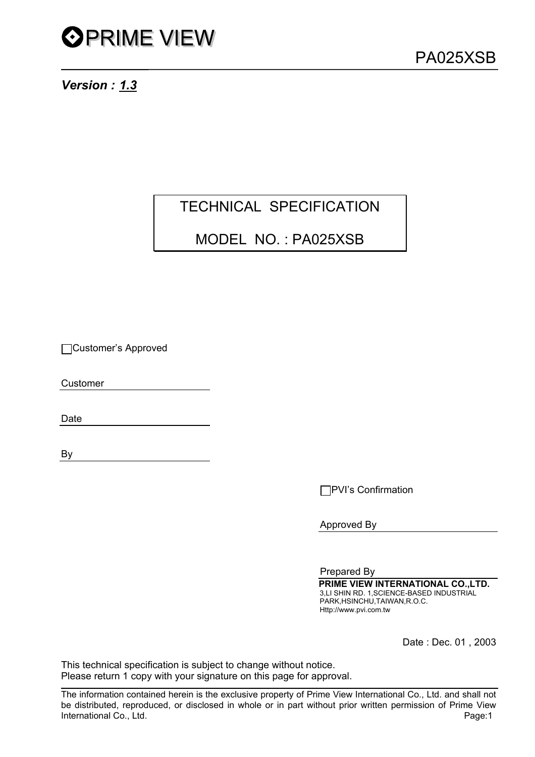# PRIME VIEW

PA025XSB

***Version : 1.3***

## TECHNICAL SPECIFICATION

## MODEL NO. : PA025XSB

☐Customer's Approved

Customer ____________________

Date ____________________

By ____________________

☐PVI's Confirmation

Approved By ____________________

Prepared By

**PRIME VIEW INTERNATIONAL CO.,LTD.**
3,LI SHIN RD. 1,SCIENCE-BASED INDUSTRIAL PARK,HSINCHU,TAIWAN,R.O.C.
Http://www.pvi.com.tw

Date : Dec. 01 , 2003

This technical specification is subject to change without notice.
Please return 1 copy with your signature on this page for approval.

The information contained herein is the exclusive property of Prime View International Co., Ltd. and shall not be distributed, reproduced, or disclosed in whole or in part without prior written permission of Prime View International Co., Ltd.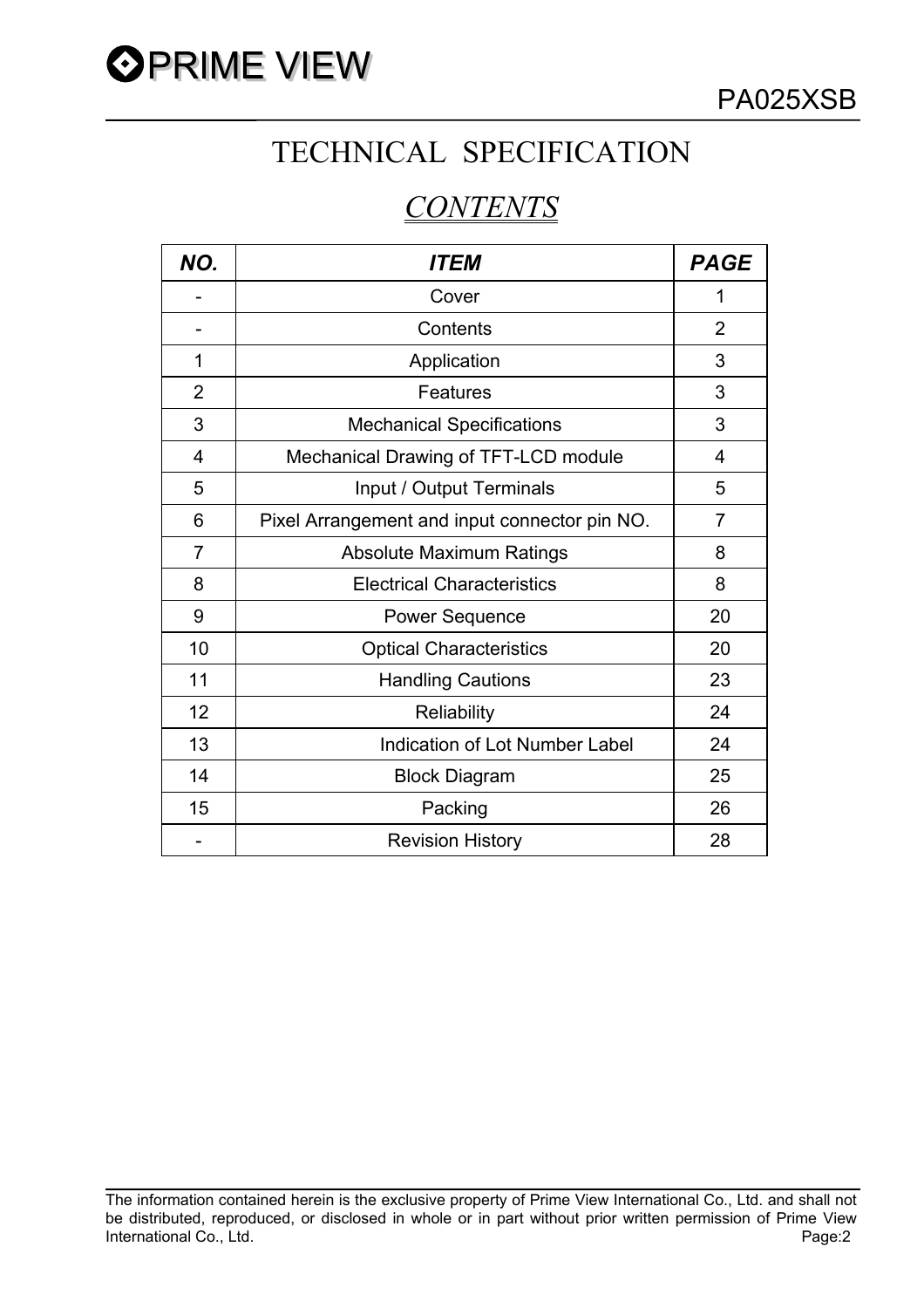# TECHNICAL SPECIFICATION

## *CONTENTS*

| *NO.* | *ITEM* | *PAGE* |
|---|---|---|
| - | Cover | 1 |
| - | Contents | 2 |
| 1 | Application | 3 |
| 2 | Features | 3 |
| 3 | Mechanical Specifications | 3 |
| 4 | Mechanical Drawing of TFT-LCD module | 4 |
| 5 | Input / Output Terminals | 5 |
| 6 | Pixel Arrangement and input connector pin NO. | 7 |
| 7 | Absolute Maximum Ratings | 8 |
| 8 | Electrical Characteristics | 8 |
| 9 | Power Sequence | 20 |
| 10 | Optical Characteristics | 20 |
| 11 | Handling Cautions | 23 |
| 12 | Reliability | 24 |
| 13 | Indication of Lot Number Label | 24 |
| 14 | Block Diagram | 25 |
| 15 | Packing | 26 |
| - | Revision History | 28 |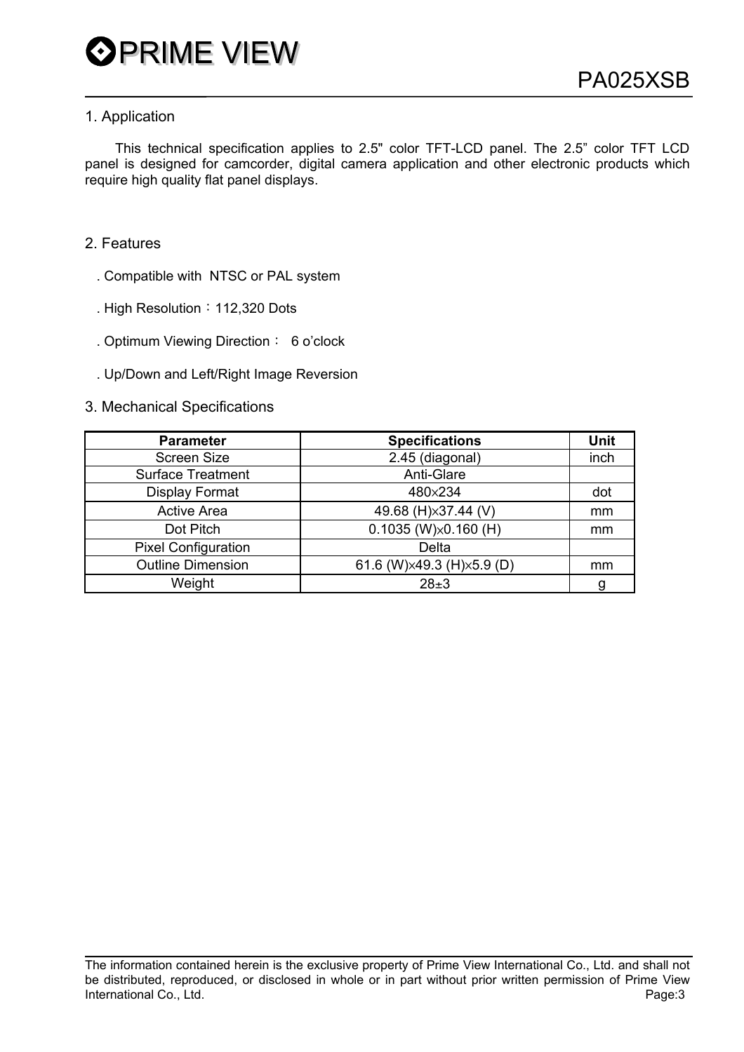## 1. Application

This technical specification applies to 2.5" color TFT-LCD panel. The 2.5" color TFT LCD panel is designed for camcorder, digital camera application and other electronic products which require high quality flat panel displays.

## 2. Features

. Compatible with NTSC or PAL system

. High Resolution：112,320 Dots

. Optimum Viewing Direction： 6 o'clock

. Up/Down and Left/Right Image Reversion

## 3. Mechanical Specifications

| Parameter | Specifications | Unit |
|---|---|---|
| Screen Size | 2.45 (diagonal) | inch |
| Surface Treatment | Anti-Glare | |
| Display Format | 480×234 | dot |
| Active Area | 49.68 (H)×37.44 (V) | mm |
| Dot Pitch | 0.1035 (W)×0.160 (H) | mm |
| Pixel Configuration | Delta | |
| Outline Dimension | 61.6 (W)×49.3 (H)×5.9 (D) | mm |
| Weight | 28±3 | g |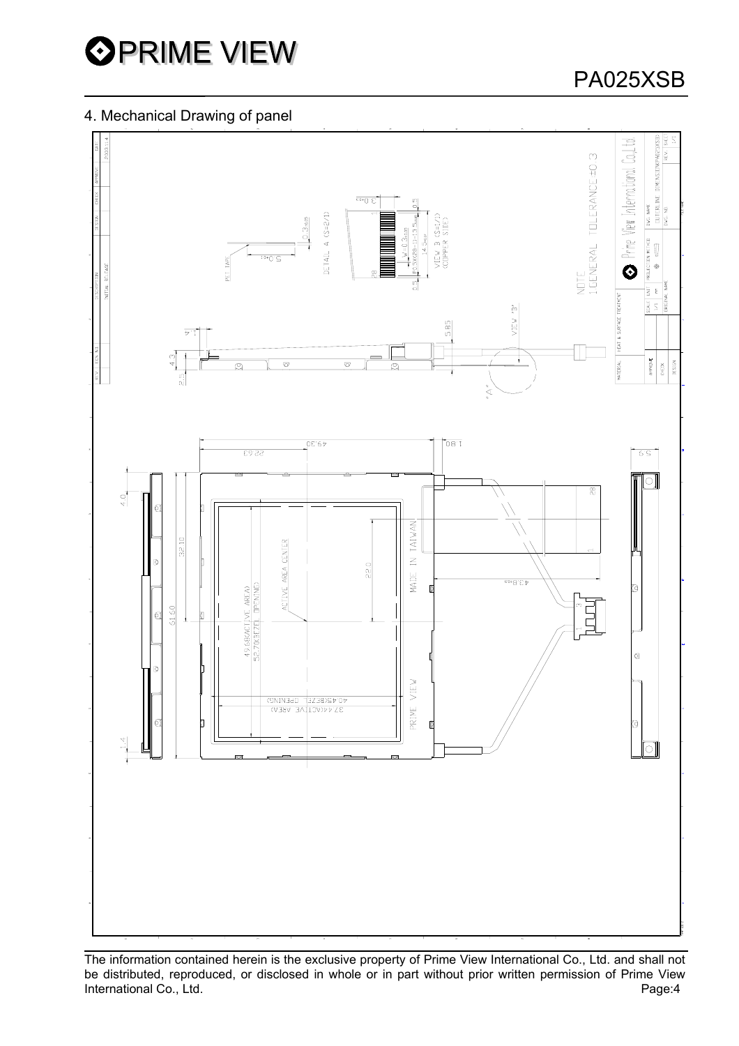## 4. Mechanical Drawing of panel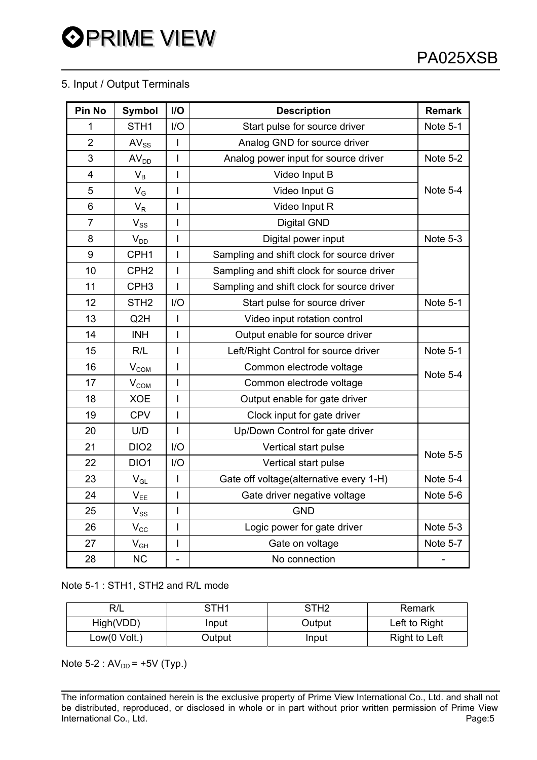## 5. Input / Output Terminals

| Pin No | Symbol | I/O | Description | Remark |
|---|---|---|---|---|
| 1 | STH1 | I/O | Start pulse for source driver | Note 5-1 |
| 2 | $AV_{SS}$ | I | Analog GND for source driver | |
| 3 | $AV_{DD}$ | I | Analog power input for source driver | Note 5-2 |
| 4 | $V_B$ | I | Video Input B | Note 5-4 |
| 5 | $V_G$ | I | Video Input G | |
| 6 | $V_R$ | I | Video Input R | |
| 7 | $V_{SS}$ | I | Digital GND | |
| 8 | $V_{DD}$ | I | Digital power input | Note 5-3 |
| 9 | CPH1 | I | Sampling and shift clock for source driver | |
| 10 | CPH2 | I | Sampling and shift clock for source driver | |
| 11 | CPH3 | I | Sampling and shift clock for source driver | |
| 12 | STH2 | I/O | Start pulse for source driver | Note 5-1 |
| 13 | Q2H | I | Video input rotation control | |
| 14 | INH | I | Output enable for source driver | |
| 15 | R/L | I | Left/Right Control for source driver | Note 5-1 |
| 16 | $V_{COM}$ | I | Common electrode voltage | Note 5-4 |
| 17 | $V_{COM}$ | I | Common electrode voltage | |
| 18 | XOE | I | Output enable for gate driver | |
| 19 | CPV | I | Clock input for gate driver | |
| 20 | U/D | I | Up/Down Control for gate driver | |
| 21 | DIO2 | I/O | Vertical start pulse | Note 5-5 |
| 22 | DIO1 | I/O | Vertical start pulse | |
| 23 | $V_{GL}$ | I | Gate off voltage(alternative every 1-H) | Note 5-4 |
| 24 | $V_{EE}$ | I | Gate driver negative voltage | Note 5-6 |
| 25 | $V_{SS}$ | I | GND | |
| 26 | $V_{CC}$ | I | Logic power for gate driver | Note 5-3 |
| 27 | $V_{GH}$ | I | Gate on voltage | Note 5-7 |
| 28 | NC | - | No connection | - |

Note 5-1 : STH1, STH2 and R/L mode

| R/L | STH1 | STH2 | Remark |
|---|---|---|---|
| High(VDD) | Input | Output | Left to Right |
| Low(0 Volt.) | Output | Input | Right to Left |

Note 5-2 : $AV_{DD}$ = +5V (Typ.)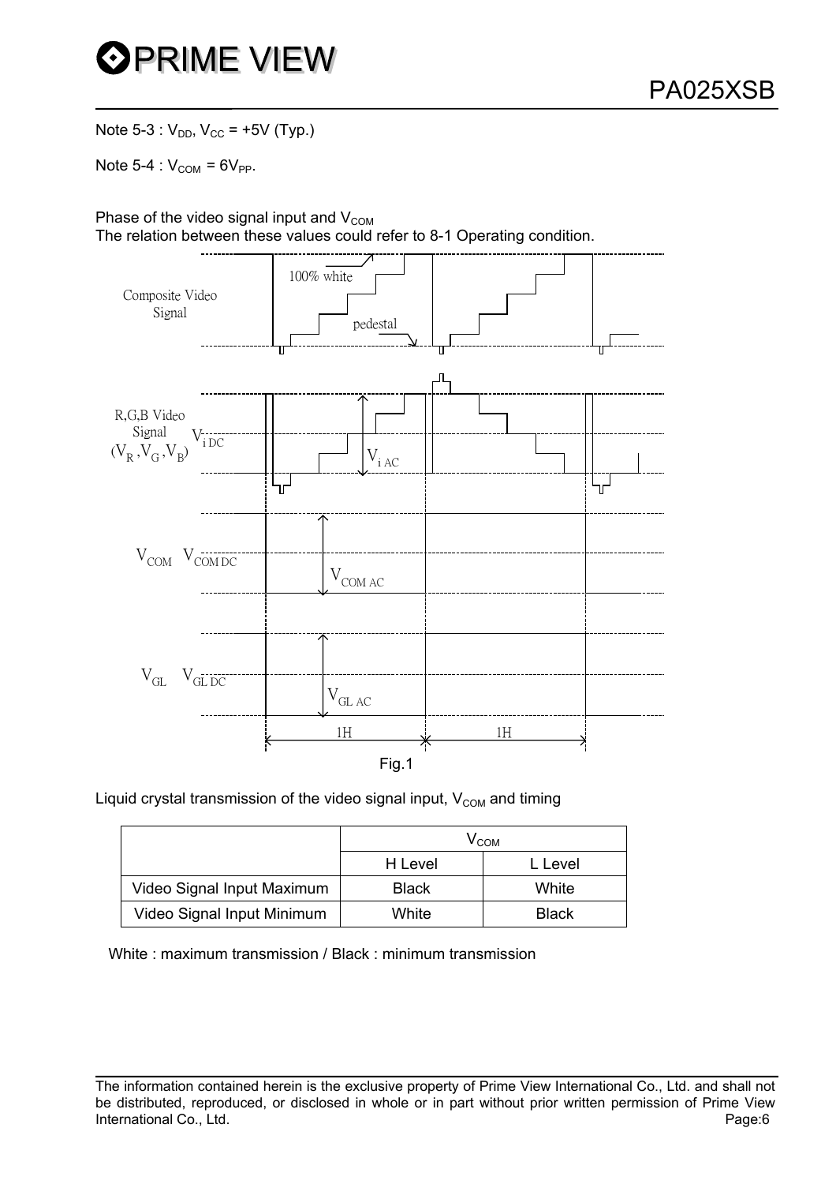Note 5-3 : $V_{DD}$, $V_{CC}$ = +5V (Typ.)

Note 5-4 : $V_{COM}$ = $6V_{PP}$.

Phase of the video signal input and $V_{COM}$

The relation between these values could refer to 8-1 Operating condition.

Fig.1

Liquid crystal transmission of the video signal input, $V_{COM}$ and timing

| | $V_{COM}$ | |
|---|---|---|
| | H Level | L Level |
| Video Signal Input Maximum | Black | White |
| Video Signal Input Minimum | White | Black |

White : maximum transmission / Black : minimum transmission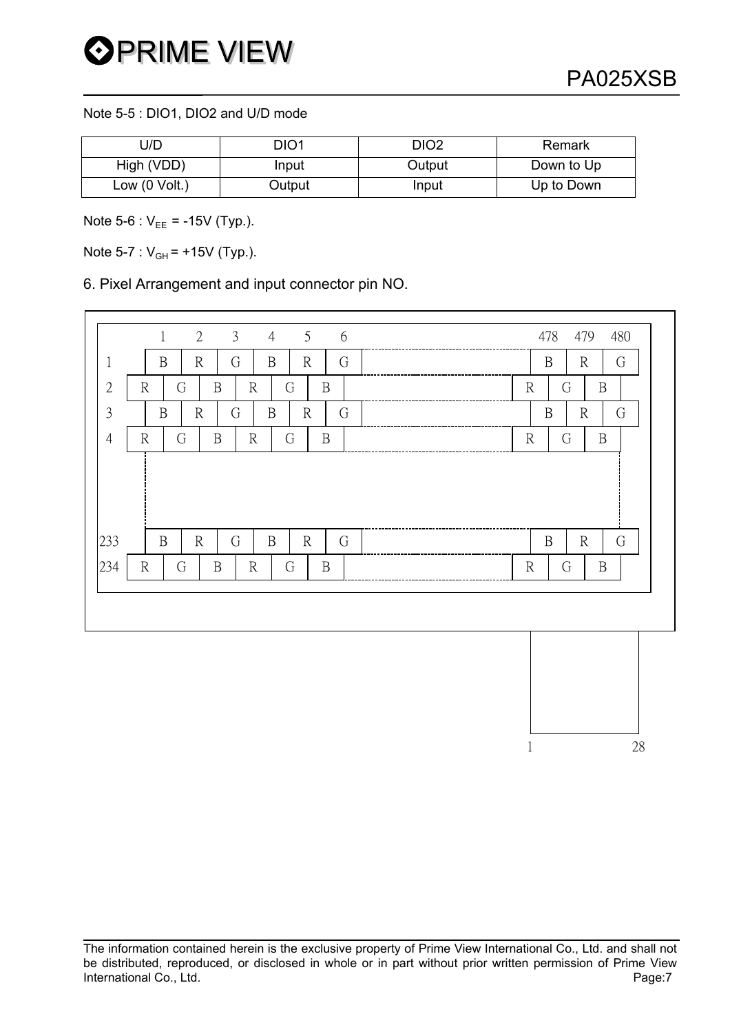Note 5-5 : DIO1, DIO2 and U/D mode

| U/D | DIO1 | DIO2 | Remark |
|---|---|---|---|
| High (VDD) | Input | Output | Down to Up |
| Low (0 Volt.) | Output | Input | Up to Down |

Note 5-6 : $V_{EE}$ = -15V (Typ.).

Note 5-7 : $V_{GH}$ = +15V (Typ.).

## 6. Pixel Arrangement and input connector pin NO.

| | 1 | | 2 | | 3 | | 4 | | 5 | | 6 | ... | 478 | | 479 | | 480 |
|---|---|---|---|---|---|---|---|---|---|---|---|---|---|---|---|---|---|
| 1 | B | | R | | G | | B | | R | | G | ... | B | | R | | G |
| 2 | R | | G | | B | | R | | G | | B | ... | R | | G | | B |
| 3 | B | | R | | G | | B | | R | | G | ... | B | | R | | G |
| 4 | R | | G | | B | | R | | G | | B | ... | R | | G | | B |
| ... | | | | | | | | | | | | | | | | | |
| 233 | B | | R | | G | | B | | R | | G | ... | B | | R | | G |
| 234 | R | | G | | B | | R | | G | | B | ... | R | | G | | B |

Connector pins: 1 ... 28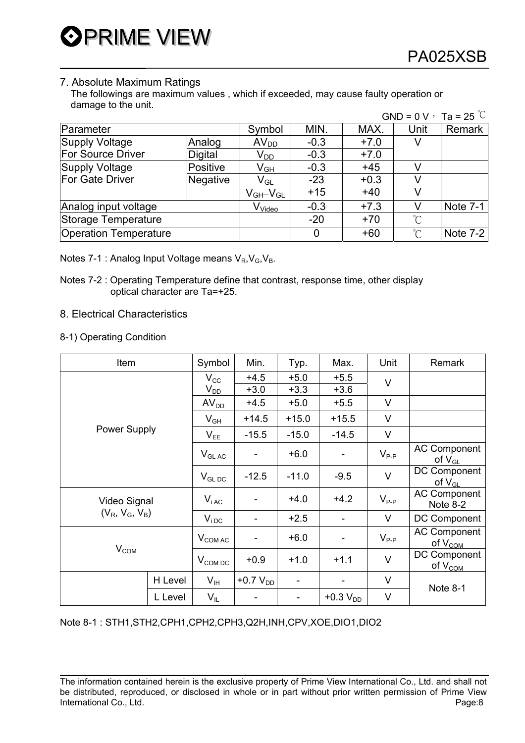## 7. Absolute Maximum Ratings

The followings are maximum values , which if exceeded, may cause faulty operation or damage to the unit.

GND = 0 V， Ta = 25 ℃

| Parameter | | Symbol | MIN. | MAX. | Unit | Remark |
|---|---|---|---|---|---|---|
| Supply Voltage For Source Driver | Analog | $AV_{DD}$ | -0.3 | +7.0 | V | |
| | Digital | $V_{DD}$ | -0.3 | +7.0 | | |
| Supply Voltage For Gate Driver | Positive | $V_{GH}$ | -0.3 | +45 | V | |
| | Negative | $V_{GL}$ | -23 | +0.3 | V | |
| | | $V_{GH}-V_{GL}$ | +15 | +40 | V | |
| Analog input voltage | | $V_{Video}$ | -0.3 | +7.3 | V | Note 7-1 |
| Storage Temperature | | | -20 | +70 | ℃ | |
| Operation Temperature | | | 0 | +60 | ℃ | Note 7-2 |

Notes 7-1 : Analog Input Voltage means $V_R$,$V_G$,$V_B$.

Notes 7-2 : Operating Temperature define that contrast, response time, other display optical character are Ta=+25.

## 8. Electrical Characteristics

### 8-1) Operating Condition

| Item | | Symbol | Min. | Typ. | Max. | Unit | Remark |
|---|---|---|---|---|---|---|---|
| Power Supply | | $V_{CC}$ | +4.5 | +5.0 | +5.5 | V | |
| | | $V_{DD}$ | +3.0 | +3.3 | +3.6 | | |
| | | $AV_{DD}$ | +4.5 | +5.0 | +5.5 | V | |
| | | $V_{GH}$ | +14.5 | +15.0 | +15.5 | V | |
| | | $V_{EE}$ | -15.5 | -15.0 | -14.5 | V | |
| | | $V_{GL\ AC}$ | - | +6.0 | - | $V_{P-P}$ | AC Component of $V_{GL}$ |
| | | $V_{GL\ DC}$ | -12.5 | -11.0 | -9.5 | V | DC Component of $V_{GL}$ |
| Video Signal ($V_R$, $V_G$, $V_B$) | | $V_{i\ AC}$ | - | +4.0 | +4.2 | $V_{P-P}$ | AC Component Note 8-2 |
| | | $V_{i\ DC}$ | - | +2.5 | - | V | DC Component |
| $V_{COM}$ | | $V_{COM\ AC}$ | - | +6.0 | - | $V_{P-P}$ | AC Component of $V_{COM}$ |
| | | $V_{COM\ DC}$ | +0.9 | +1.0 | +1.1 | V | DC Component of $V_{COM}$ |
| | H Level | $V_{IH}$ | +0.7 $V_{DD}$ | - | - | V | Note 8-1 |
| | L Level | $V_{IL}$ | - | - | +0.3 $V_{DD}$ | V | |

Note 8-1 : STH1,STH2,CPH1,CPH2,CPH3,Q2H,INH,CPV,XOE,DIO1,DIO2

The information contained herein is the exclusive property of Prime View International Co., Ltd. and shall not be distributed, reproduced, or disclosed in whole or in part without prior written permission of Prime View International Co., Ltd.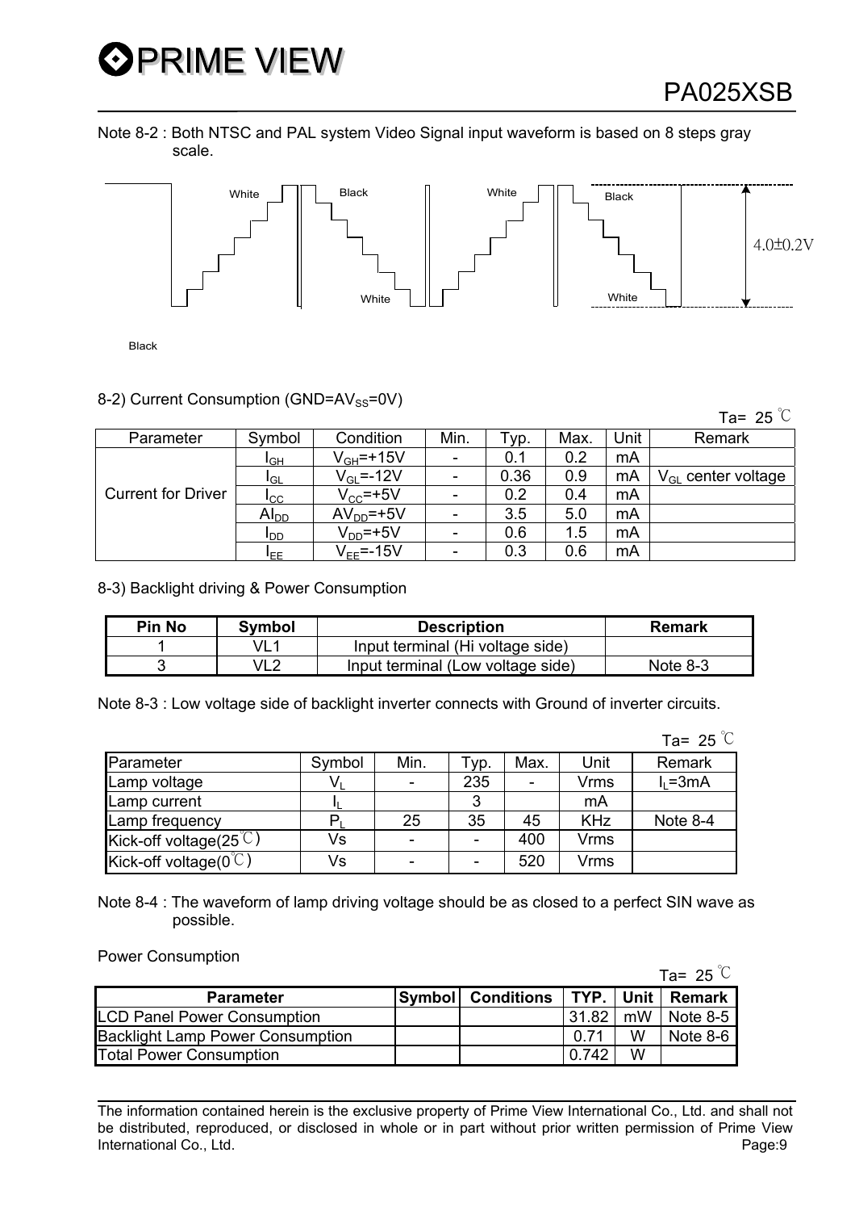Note 8-2 : Both NTSC and PAL system Video Signal input waveform is based on 8 steps gray scale.

White Black White Black

4.0±0.2V

White White

Black

8-2) Current Consumption (GND=$AV_{SS}$=0V)

Ta= 25 ℃

| Parameter | Symbol | Condition | Min. | Typ. | Max. | Unit | Remark |
|---|---|---|---|---|---|---|---|
| Current for Driver | $I_{GH}$ | $V_{GH}$=+15V | - | 0.1 | 0.2 | mA | |
| | $I_{GL}$ | $V_{GL}$=-12V | - | 0.36 | 0.9 | mA | $V_{GL}$ center voltage |
| | $I_{CC}$ | $V_{CC}$=+5V | - | 0.2 | 0.4 | mA | |
| | $AI_{DD}$ | $AV_{DD}$=+5V | - | 3.5 | 5.0 | mA | |
| | $I_{DD}$ | $V_{DD}$=+5V | - | 0.6 | 1.5 | mA | |
| | $I_{EE}$ | $V_{EE}$=-15V | - | 0.3 | 0.6 | mA | |

8-3) Backlight driving & Power Consumption

| Pin No | Symbol | Description | Remark |
|---|---|---|---|
| 1 | VL1 | Input terminal (Hi voltage side) | |
| 3 | VL2 | Input terminal (Low voltage side) | Note 8-3 |

Note 8-3 : Low voltage side of backlight inverter connects with Ground of inverter circuits.

Ta= 25 ℃

| Parameter | Symbol | Min. | Typ. | Max. | Unit | Remark |
|---|---|---|---|---|---|---|
| Lamp voltage | $V_L$ | - | 235 | - | Vrms | $I_L$=3mA |
| Lamp current | $I_L$ | | 3 | | mA | |
| Lamp frequency | $P_L$ | 25 | 35 | 45 | KHz | Note 8-4 |
| Kick-off voltage(25℃) | Vs | - | - | 400 | Vrms | |
| Kick-off voltage(0℃) | Vs | - | - | 520 | Vrms | |

Note 8-4 : The waveform of lamp driving voltage should be as closed to a perfect SIN wave as possible.

Power Consumption

Ta= 25 ℃

| Parameter | Symbol | Conditions | TYP. | Unit | Remark |
|---|---|---|---|---|---|
| LCD Panel Power Consumption | | | 31.82 | mW | Note 8-5 |
| Backlight Lamp Power Consumption | | | 0.71 | W | Note 8-6 |
| Total Power Consumption | | | 0.742 | W | |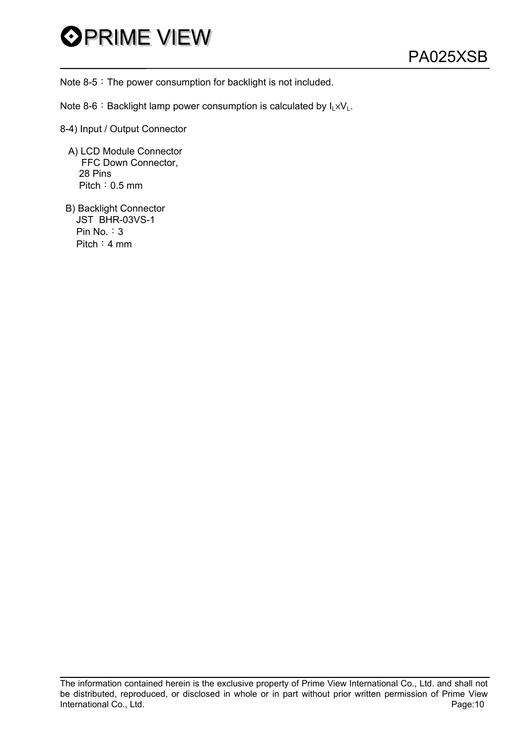Note 8-5：The power consumption for backlight is not included.

Note 8-6：Backlight lamp power consumption is calculated by $I_L \times V_L$.

8-4) Input / Output Connector

A) LCD Module Connector
FFC Down Connector,
28 Pins
Pitch：0.5 mm

B) Backlight Connector
JST BHR-03VS-1
Pin No.：3
Pitch：4 mm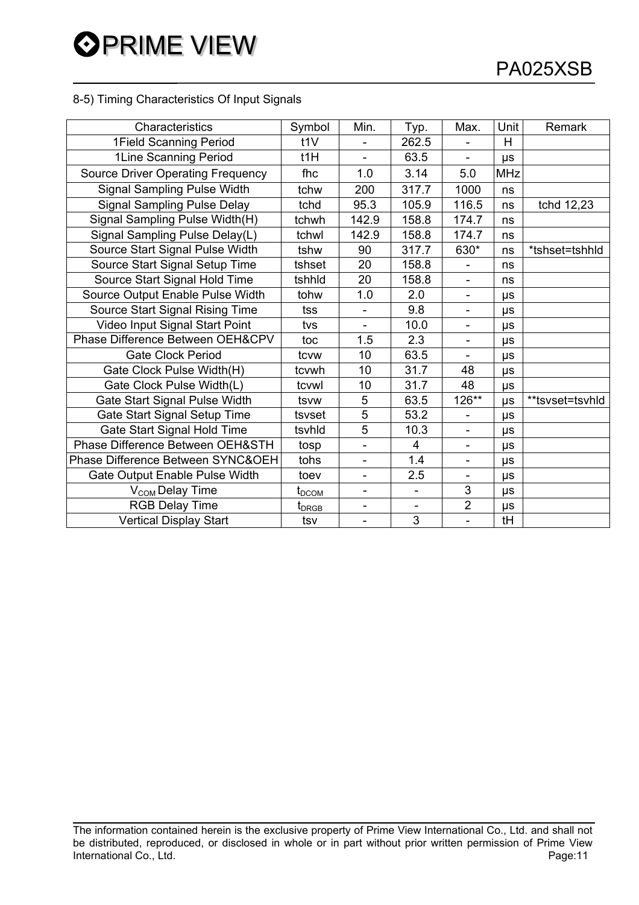8-5) Timing Characteristics Of Input Signals

| Characteristics | Symbol | Min. | Typ. | Max. | Unit | Remark |
|---|---|---|---|---|---|---|
| 1Field Scanning Period | t1V | - | 262.5 | - | H | |
| 1Line Scanning Period | t1H | - | 63.5 | - | μs | |
| Source Driver Operating Frequency | fhc | 1.0 | 3.14 | 5.0 | MHz | |
| Signal Sampling Pulse Width | tchw | 200 | 317.7 | 1000 | ns | |
| Signal Sampling Pulse Delay | tchd | 95.3 | 105.9 | 116.5 | ns | tchd 12,23 |
| Signal Sampling Pulse Width(H) | tchwh | 142.9 | 158.8 | 174.7 | ns | |
| Signal Sampling Pulse Delay(L) | tchwl | 142.9 | 158.8 | 174.7 | ns | |
| Source Start Signal Pulse Width | tshw | 90 | 317.7 | 630* | ns | *tshset=tshhld |
| Source Start Signal Setup Time | tshset | 20 | 158.8 | - | ns | |
| Source Start Signal Hold Time | tshhld | 20 | 158.8 | - | ns | |
| Source Output Enable Pulse Width | tohw | 1.0 | 2.0 | - | μs | |
| Source Start Signal Rising Time | tss | - | 9.8 | - | μs | |
| Video Input Signal Start Point | tvs | - | 10.0 | - | μs | |
| Phase Difference Between OEH&CPV | toc | 1.5 | 2.3 | - | μs | |
| Gate Clock Period | tcvw | 10 | 63.5 | - | μs | |
| Gate Clock Pulse Width(H) | tcvwh | 10 | 31.7 | 48 | μs | |
| Gate Clock Pulse Width(L) | tcvwl | 10 | 31.7 | 48 | μs | |
| Gate Start Signal Pulse Width | tsvw | 5 | 63.5 | 126** | μs | **tsvset=tsvhld |
| Gate Start Signal Setup Time | tsvset | 5 | 53.2 | - | μs | |
| Gate Start Signal Hold Time | tsvhld | 5 | 10.3 | - | μs | |
| Phase Difference Between OEH&STH | tosp | - | 4 | - | μs | |
| Phase Difference Between SYNC&OEH | tohs | - | 1.4 | - | μs | |
| Gate Output Enable Pulse Width | toev | - | 2.5 | - | μs | |
| $V_{COM}$ Delay Time | $t_{DCOM}$ | - | - | 3 | μs | |
| RGB Delay Time | $t_{DRGB}$ | - | - | 2 | μs | |
| Vertical Display Start | tsv | - | 3 | - | tH | |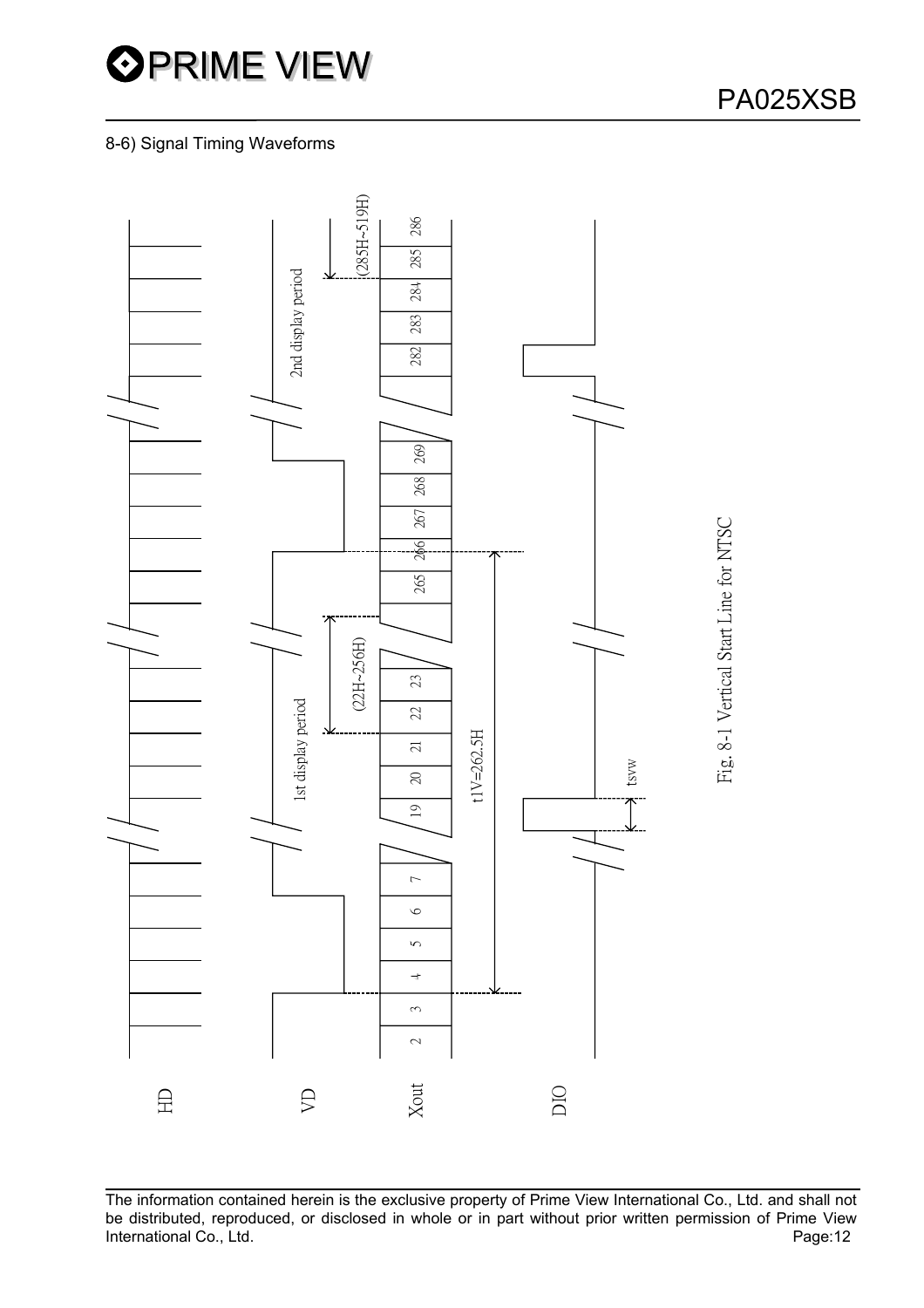## 8-6) Signal Timing Waveforms

HD

VD

Xout

DIO

1st display period

(22H~256H)

2nd display period

(285H~519H)

2 3 4 5 6 7 19 20 21 22 23 265 266 267 268 269 282 283 284 285 286

t1V=262.5H

tsvw

Fig. 8-1 Vertical Start Line for NTSC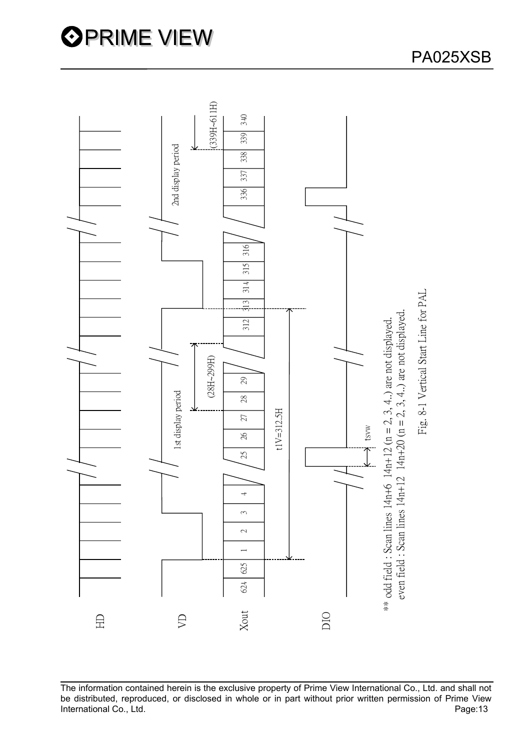HD

VD

Xout

DIO

1st display period

(28H~299H)

2nd display period

(339H~611H)

624 625 1 2 3 4 25 26 27 28 29 312 313 314 315 316 336 337 338 339 340

t1V=312.5H

tsvw

** odd field : Scan lines 14n+6 14n+12 (n = 2, 3, 4..) are not displayed.
even field : Scan lines 14n+12 14n+20 (n = 2, 3, 4..) are not displayed.

Fig. 8-1 Vertical Start Line for PAL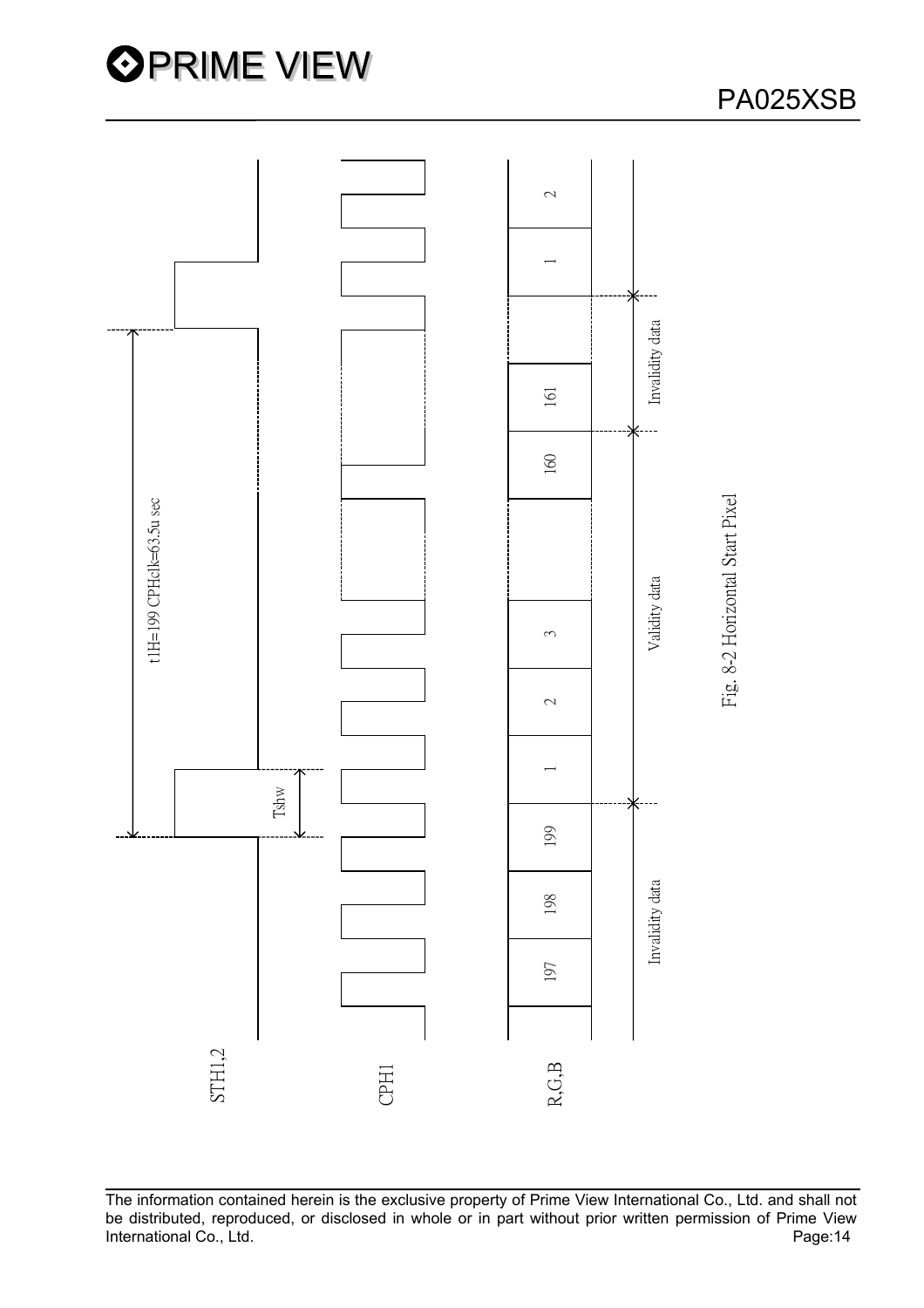STH1,2

CPH1

R,G,B

t1H=199 CPHclk=63.5u sec

Tshw

197 198 199 1 2 3 160 161 1 2

Invalidity data

Validity data

Invalidity data

Fig. 8-2 Horizontal Start Pixel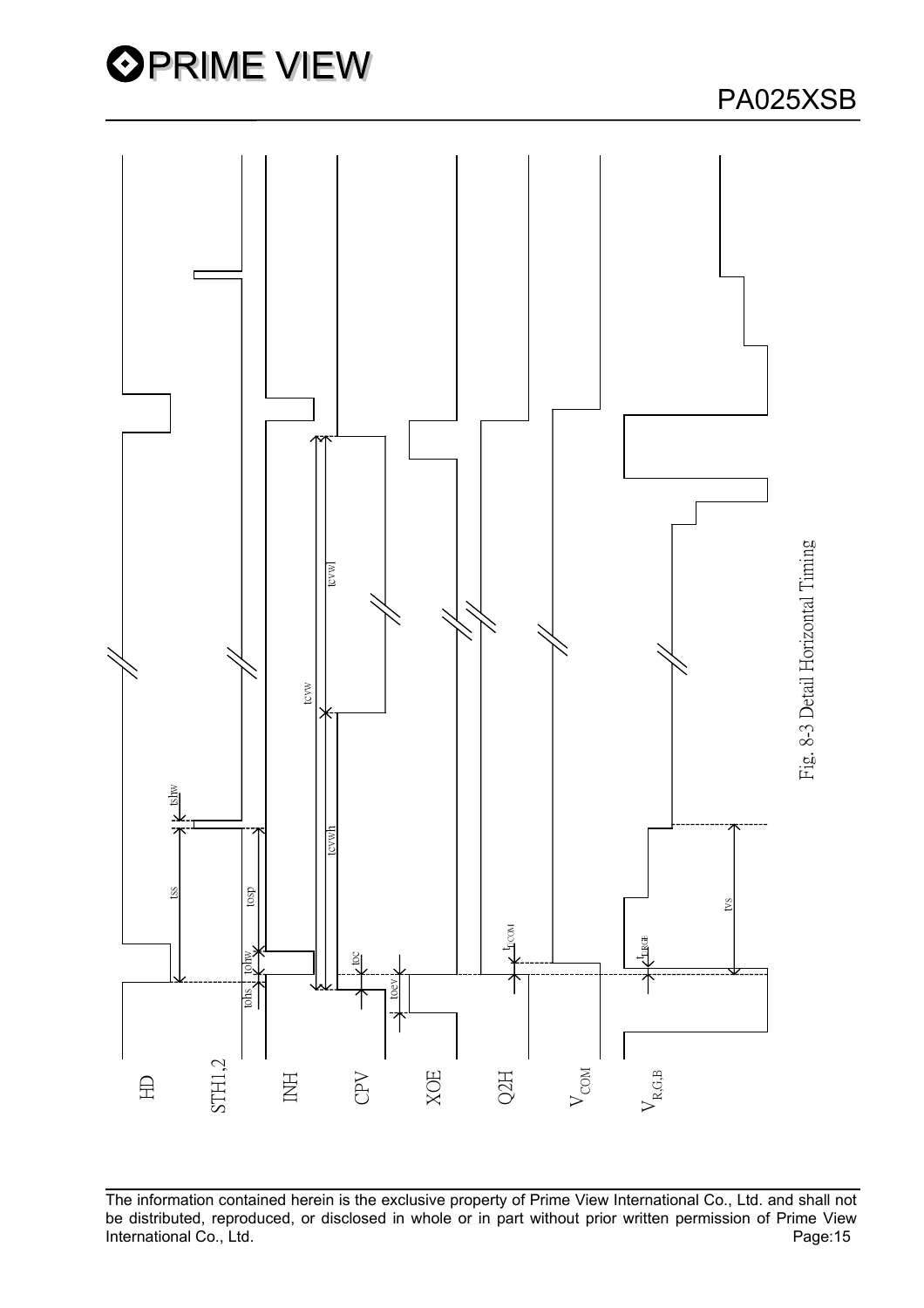Fig. 8-3 Detail Horizontal Timing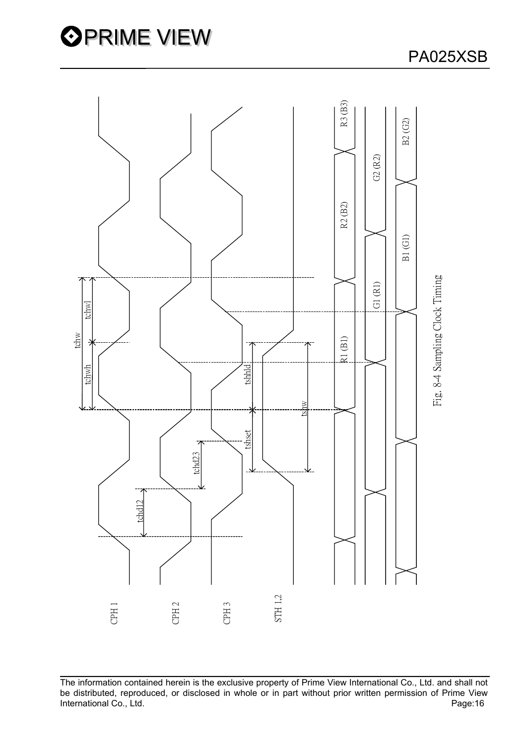Fig. 8-4 Sampling Clock Timing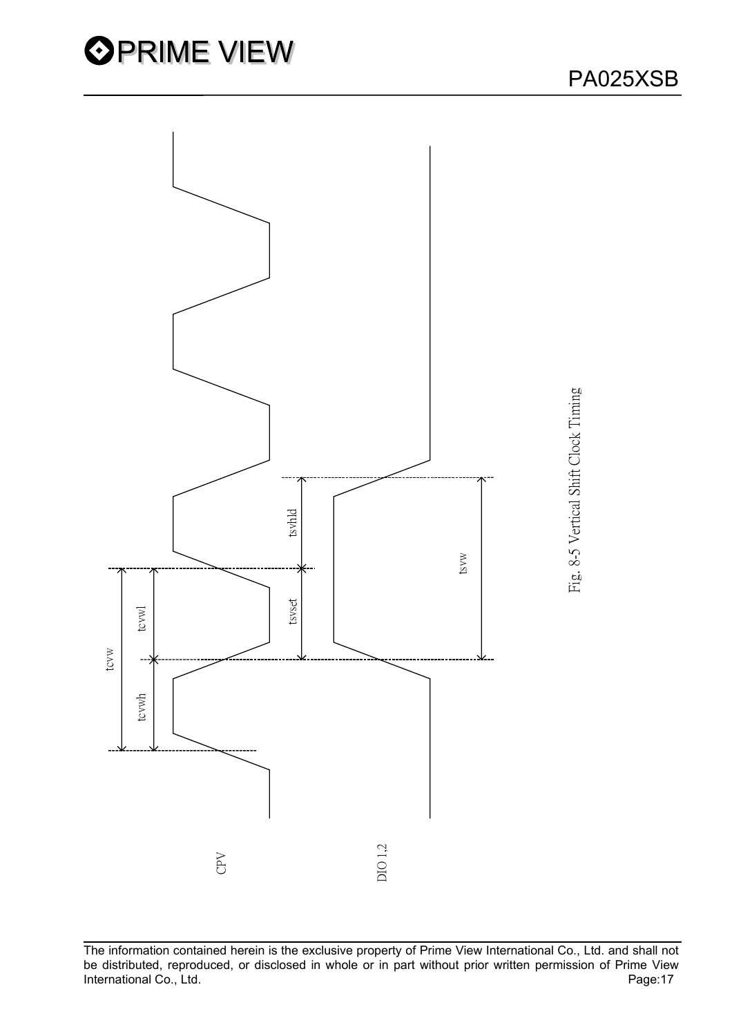CPV

DIO 1,2

tcvw

tcvwh

tcvwl

tsvset

tsvhld

tsvw

Fig. 8-5 Vertical Shift Clock Timing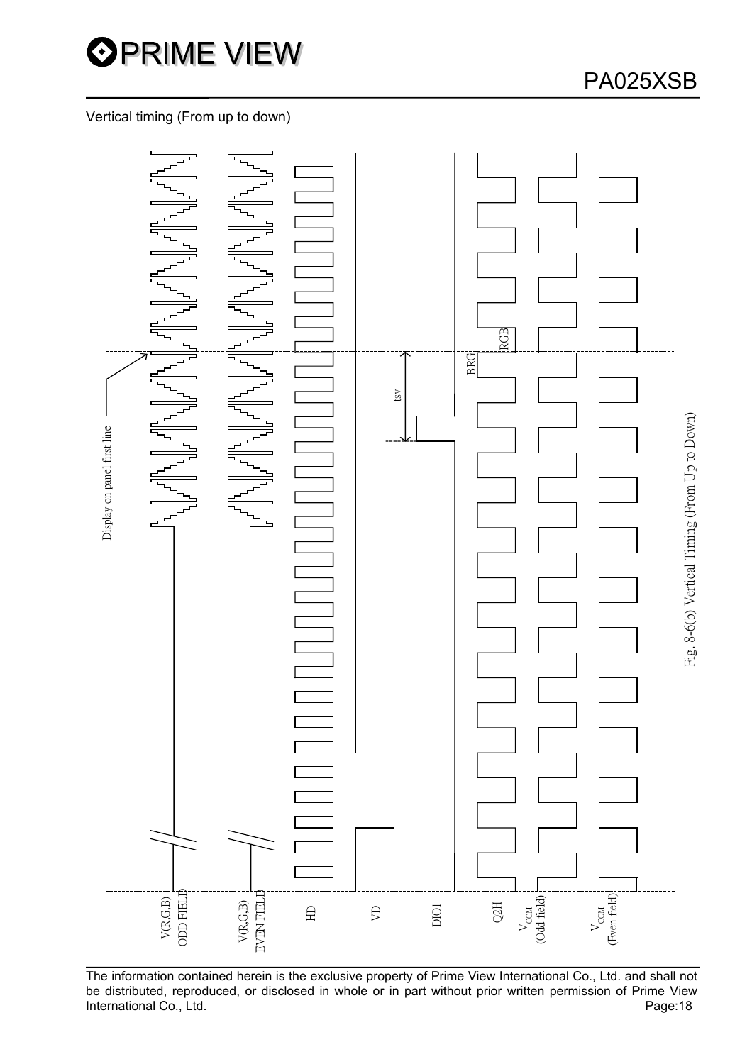Vertical timing (From up to down)

Display on panel first line

tsv

BRG

RGB

V(R,G,B) ODD FIELD

V(R,G,B) EVEN FIELD

HD

VD

DIO1

Q2H

$V_{COM}$ (Odd field)

$V_{COM}$ (Even field)

Fig. 8-6(b) Vertical Timing (From Up to Down)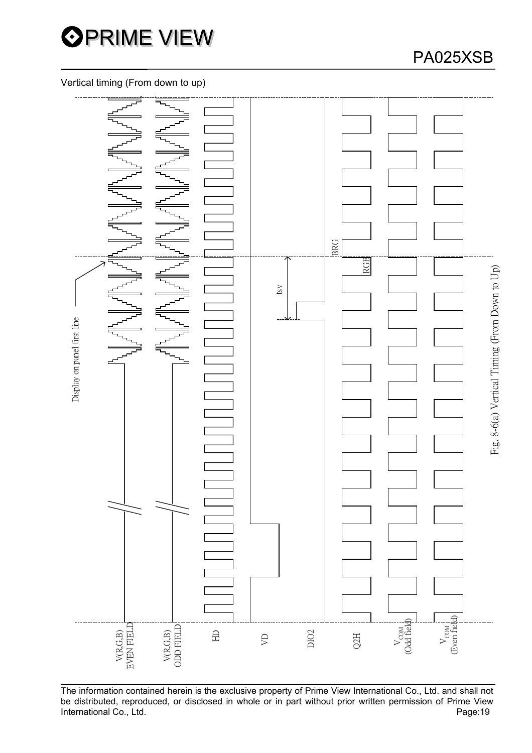Vertical timing (From down to up)

Fig. 8-6(a) Vertical Timing (From Down to Up)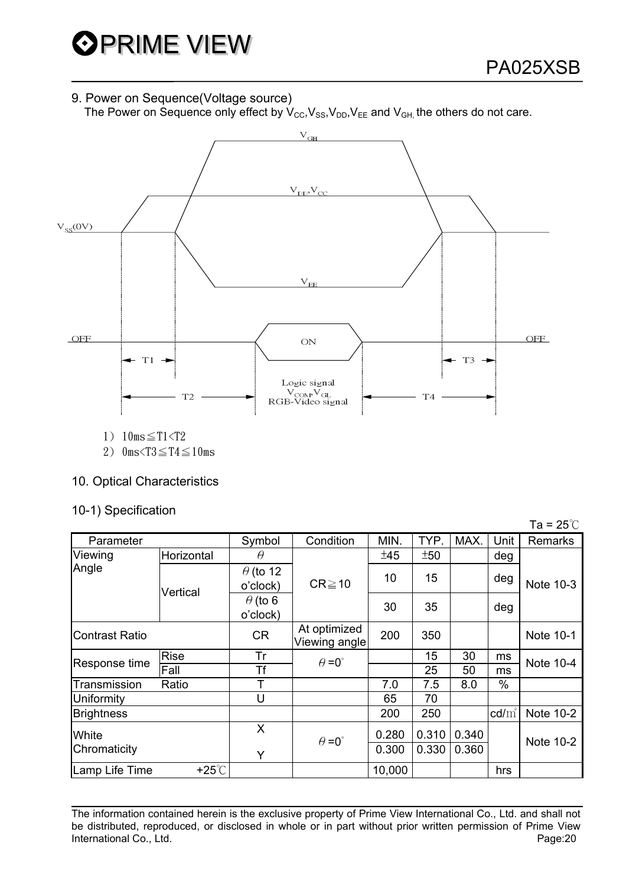## 9. Power on Sequence(Voltage source)

The Power on Sequence only effect by $V_{CC}$,$V_{SS}$,$V_{DD}$,$V_{EE}$ and $V_{GH}$, the others do not care.

1) 10ms≦T1<T2
2) 0ms<T3≦T4≦10ms

## 10. Optical Characteristics

### 10-1) Specification

Ta = 25℃

| Parameter | | Symbol | Condition | MIN. | TYP. | MAX. | Unit | Remarks |
|---|---|---|---|---|---|---|---|---|
| Viewing Angle | Horizontal | $\theta$ | CR≧10 | ±45 | ±50 | | deg | Note 10-3 |
| | Vertical | $\theta$ (to 12 o'clock) | | 10 | 15 | | deg | |
| | | $\theta$ (to 6 o'clock) | | 30 | 35 | | deg | |
| Contrast Ratio | | CR | At optimized Viewing angle | 200 | 350 | | | Note 10-1 |
| Response time | Rise | Tr | $\theta$=0° | | 15 | 30 | ms | Note 10-4 |
| | Fall | Tf | | | 25 | 50 | ms | |
| Transmission | Ratio | T | | 7.0 | 7.5 | 8.0 | % | |
| Uniformity | | U | | 65 | 70 | | | |
| Brightness | | | | 200 | 250 | | cd/㎡ | Note 10-2 |
| White Chromaticity | | X | $\theta$=0° | 0.280 | 0.310 | 0.340 | | Note 10-2 |
| | | Y | | 0.300 | 0.330 | 0.360 | | |
| Lamp Life Time | +25℃ | | | 10,000 | | | hrs | |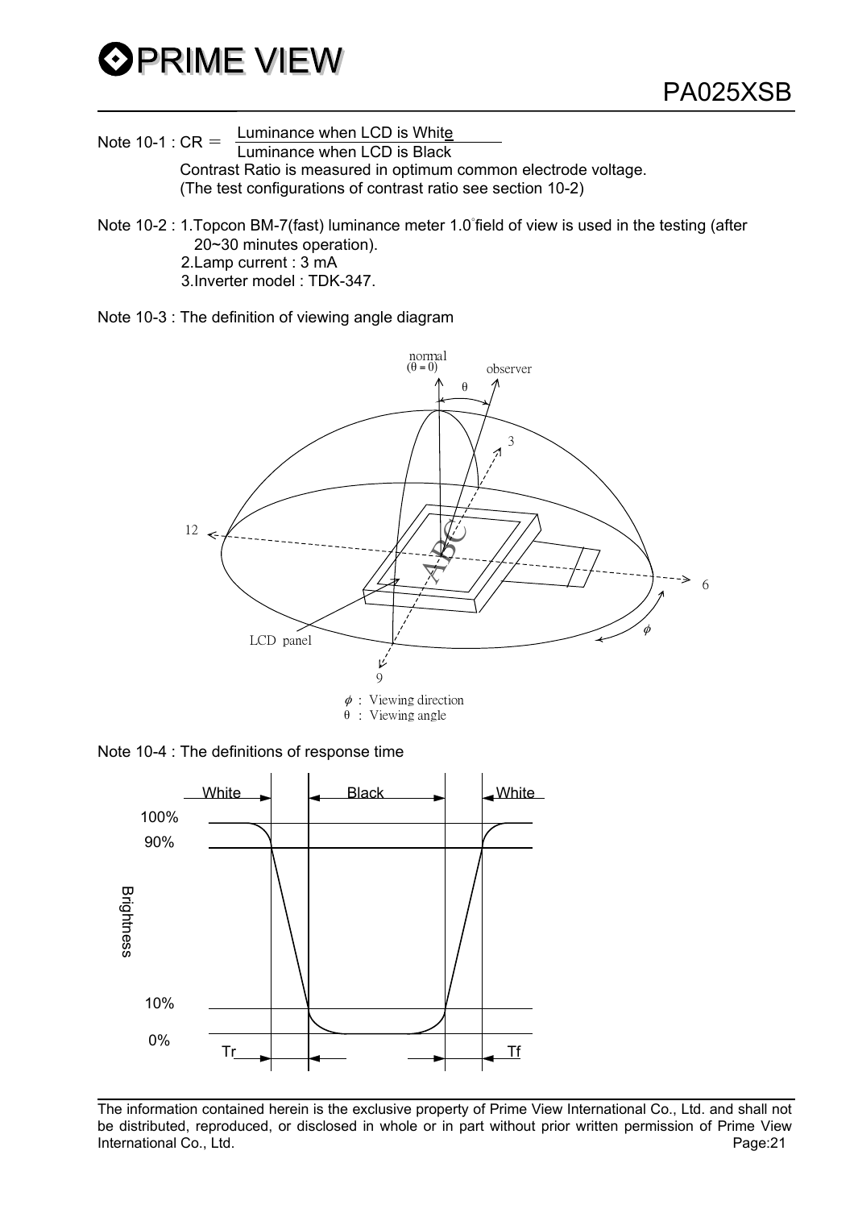Note 10-1 : $CR = \frac{\text{Luminance when LCD is White}}{\text{Luminance when LCD is Black}}$

Contrast Ratio is measured in optimum common electrode voltage.
(The test configurations of contrast ratio see section 10-2)

Note 10-2 : 1.Topcon BM-7(fast) luminance meter 1.0° field of view is used in the testing (after 20~30 minutes operation).
2.Lamp current : 3 mA
3.Inverter model : TDK-347.

Note 10-3 : The definition of viewing angle diagram

normal ($\theta = 0$)
observer
$\theta$
3
12
6
9
ABC
LCD panel
$\phi$

$\phi$ : Viewing direction
$\theta$ : Viewing angle

Note 10-4 : The definitions of response time

White
Black
White
100%
90%
Brightness
10%
0%
Tr
Tf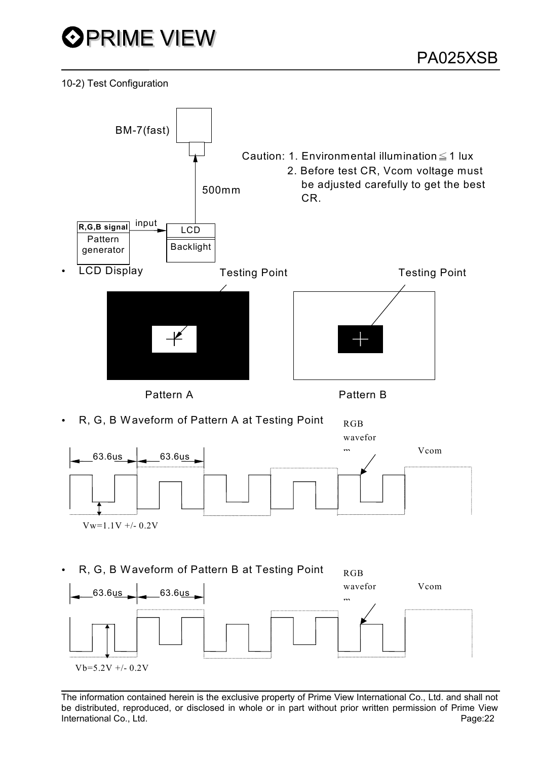10-2) Test Configuration

BM-7(fast)

500mm

R,G,B signal

Pattern generator

input

LCD

Backlight

Caution: 1. Environmental illumination ≦ 1 lux

2. Before test CR, Vcom voltage must be adjusted carefully to get the best CR.

- LCD Display

Testing Point

Testing Point

Pattern A

Pattern B

- R, G, B Waveform of Pattern A at Testing Point

RGB waveform

Vcom

63.6us

63.6us

Vw=1.1V +/- 0.2V

- R, G, B Waveform of Pattern B at Testing Point

RGB waveform

Vcom

63.6us

63.6us

Vb=5.2V +/- 0.2V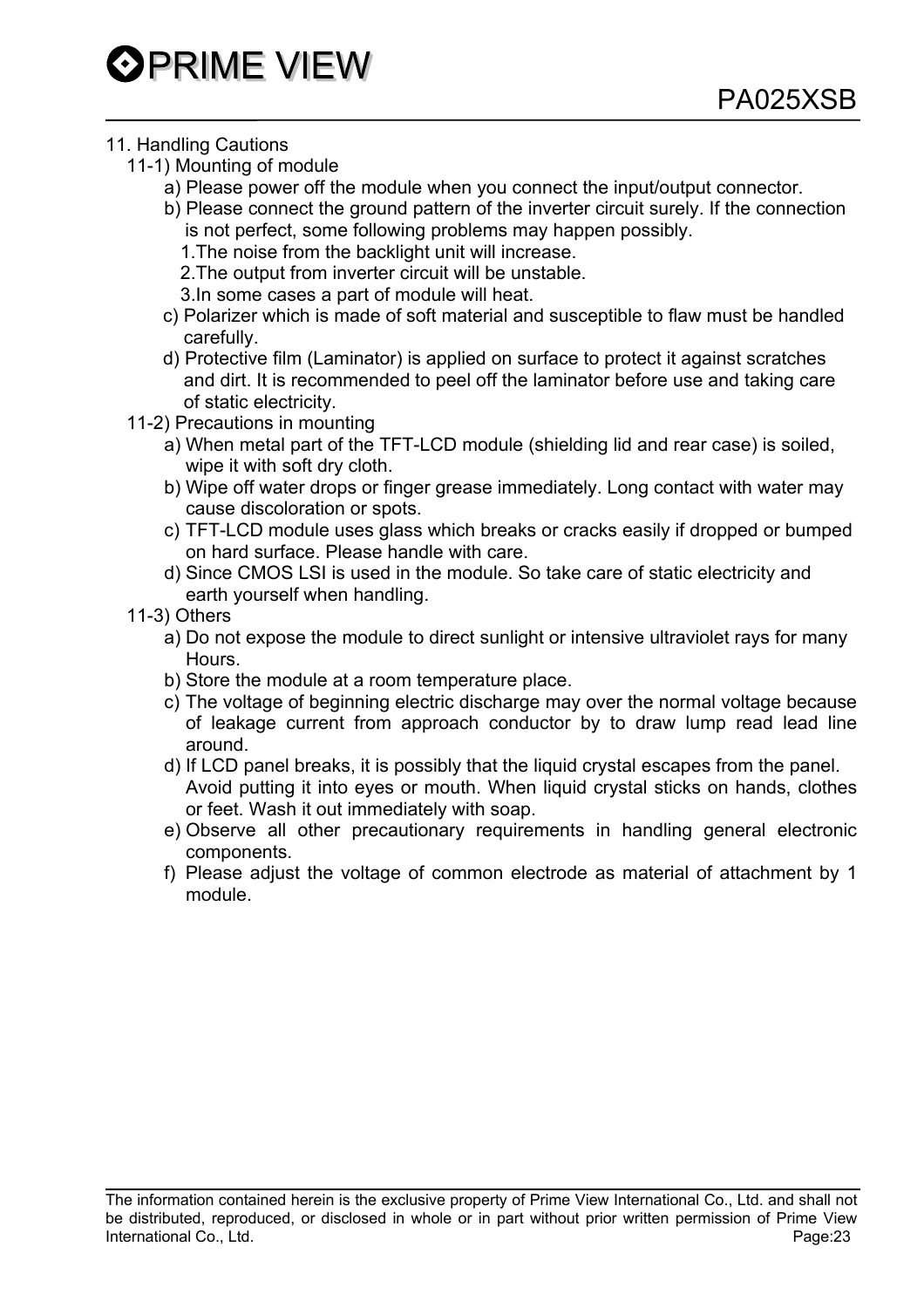## 11. Handling Cautions

### 11-1) Mounting of module

a) Please power off the module when you connect the input/output connector.

b) Please connect the ground pattern of the inverter circuit surely. If the connection is not perfect, some following problems may happen possibly.

1. The noise from the backlight unit will increase.
2. The output from inverter circuit will be unstable.
3. In some cases a part of module will heat.

c) Polarizer which is made of soft material and susceptible to flaw must be handled carefully.

d) Protective film (Laminator) is applied on surface to protect it against scratches and dirt. It is recommended to peel off the laminator before use and taking care of static electricity.

### 11-2) Precautions in mounting

a) When metal part of the TFT-LCD module (shielding lid and rear case) is soiled, wipe it with soft dry cloth.

b) Wipe off water drops or finger grease immediately. Long contact with water may cause discoloration or spots.

c) TFT-LCD module uses glass which breaks or cracks easily if dropped or bumped on hard surface. Please handle with care.

d) Since CMOS LSI is used in the module. So take care of static electricity and earth yourself when handling.

### 11-3) Others

a) Do not expose the module to direct sunlight or intensive ultraviolet rays for many Hours.

b) Store the module at a room temperature place.

c) The voltage of beginning electric discharge may over the normal voltage because of leakage current from approach conductor by to draw lump read lead line around.

d) If LCD panel breaks, it is possibly that the liquid crystal escapes from the panel. Avoid putting it into eyes or mouth. When liquid crystal sticks on hands, clothes or feet. Wash it out immediately with soap.

e) Observe all other precautionary requirements in handling general electronic components.

f) Please adjust the voltage of common electrode as material of attachment by 1 module.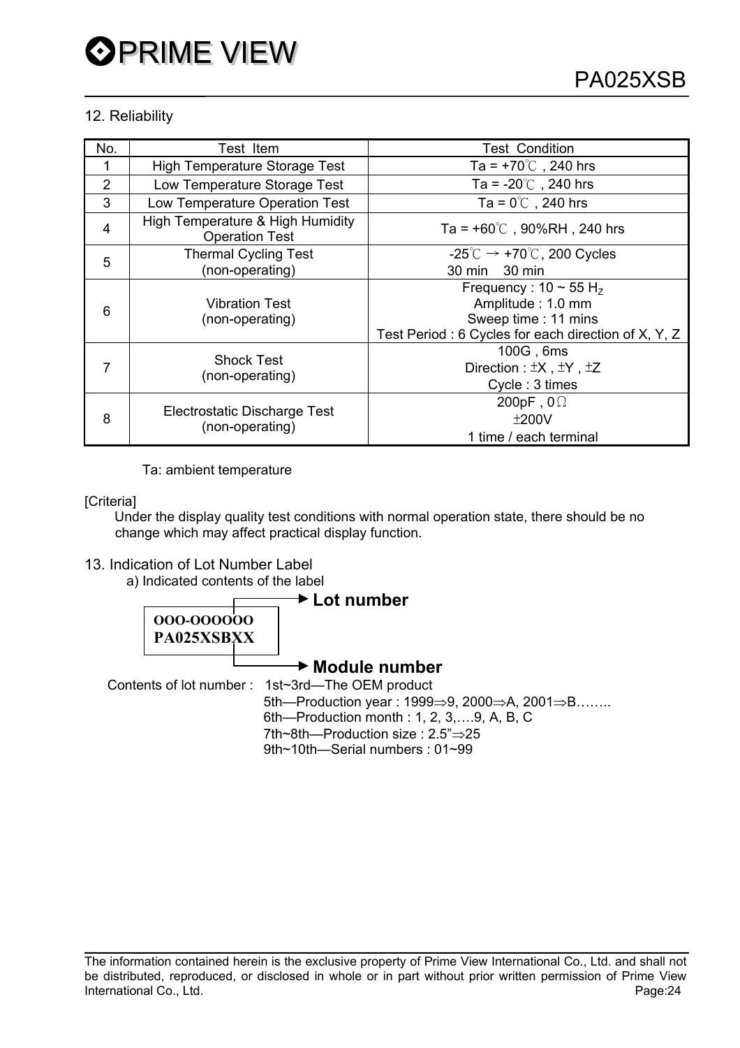## 12. Reliability

| No. | Test Item | Test Condition |
|---|---|---|
| 1 | High Temperature Storage Test | Ta = +70℃ , 240 hrs |
| 2 | Low Temperature Storage Test | Ta = -20℃ , 240 hrs |
| 3 | Low Temperature Operation Test | Ta = 0℃ , 240 hrs |
| 4 | High Temperature & High Humidity Operation Test | Ta = +60℃ , 90%RH , 240 hrs |
| 5 | Thermal Cycling Test (non-operating) | -25℃ → +70℃, 200 Cycles<br>30 min 30 min |
| 6 | Vibration Test (non-operating) | Frequency : 10 ~ 55 $H_Z$<br>Amplitude : 1.0 mm<br>Sweep time : 11 mins<br>Test Period : 6 Cycles for each direction of X, Y, Z |
| 7 | Shock Test (non-operating) | 100G , 6ms<br>Direction : ±X , ±Y , ±Z<br>Cycle : 3 times |
| 8 | Electrostatic Discharge Test (non-operating) | 200pF , 0Ω<br>±200V<br>1 time / each terminal |

Ta: ambient temperature

[Criteria]

Under the display quality test conditions with normal operation state, there should be no change which may affect practical display function.

## 13. Indication of Lot Number Label

a) Indicated contents of the label

**OOO-OOOOOO** → **Lot number**

**PA025XSBXX** → **Module number**

Contents of lot number :
- 1st~3rd—The OEM product
- 5th—Production year : 1999⇒9, 2000⇒A, 2001⇒B……..
- 6th—Production month : 1, 2, 3,….9, A, B, C
- 7th~8th—Production size : 2.5"⇒25
- 9th~10th—Serial numbers : 01~99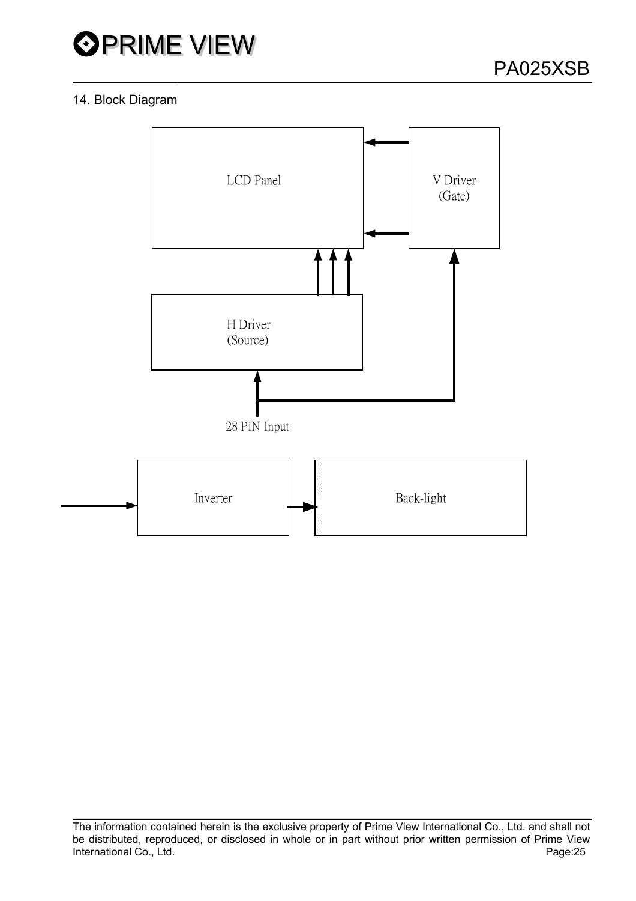## 14. Block Diagram

LCD Panel

V Driver
(Gate)

H Driver
(Source)

28 PIN Input

Inverter

Back-light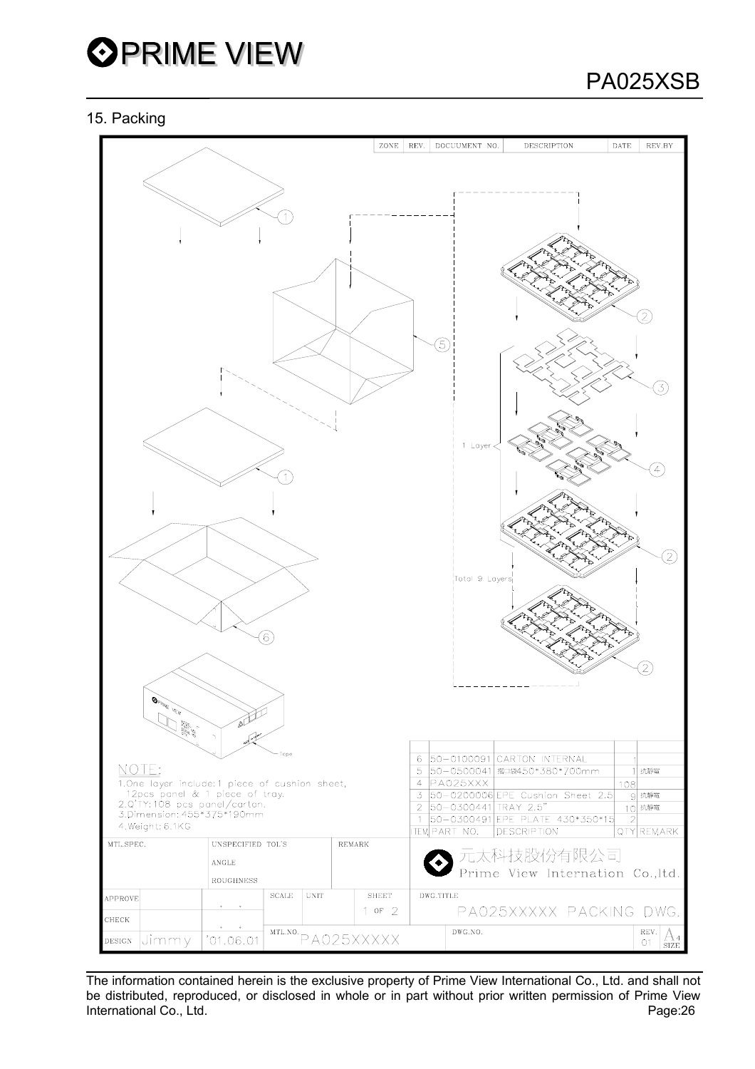## 15. Packing

| ZONE | REV. | DOCUUMENT NO. | DESCRIPTION | DATE | REV.BY |
|---|---|---|---|---|---|
| | | | | | |

1 Layer

Total 9 Layers

Tape

NOTE:

1. One layer include:1 piece of cushion sheet, 12pcs panel & 1 piece of tray.
2. Q'TY:108 pcs panel/carton.
3. Dimension: 455*375*190mm
4. Weight: 6.1KG

| ITEM | PART NO. | DESCRIPTION | QTY | REMARK |
|---|---|---|---|---|
| 6 | 50-0100091 | CARTON INTERNAL | 1 | |
| 5 | 50-0500041 | 夾口袋450*380*700mm | 1 | 抗靜電 |
| 4 | PA025XXX | | 108 | |
| 3 | 50-0200006 | EPE Cushion Sheet 2.5 | 9 | 抗靜電 |
| 2 | 50-0300441 | TRAY 2.5" | 10 | 抗靜電 |
| 1 | 50-0300491 | EPE PLATE 430*350*15 | 2 | |

| MTL.SPEC. | UNSPECIFIED TOL'S | | REMARK | 元太科技股份有限公司 Prime View Internation Co.,ltd. |
|---|---|---|---|---|
| | ANGLE | | | |
| | ROUGHNESS | | | |
| APPROVE | | SCALE / UNIT | SHEET 1 OF 2 | DWG.TITLE PA025XXXXX PACKING DWG. |
| CHECK | | | | |
| DESIGN Jimmy | '01.06.01 | MTL.NO. PA025XXXXX | | DWG.NO. / REV. 01 / A4 SIZE |

The information contained herein is the exclusive property of Prime View International Co., Ltd. and shall not be distributed, reproduced, or disclosed in whole or in part without prior written permission of Prime View International Co., Ltd.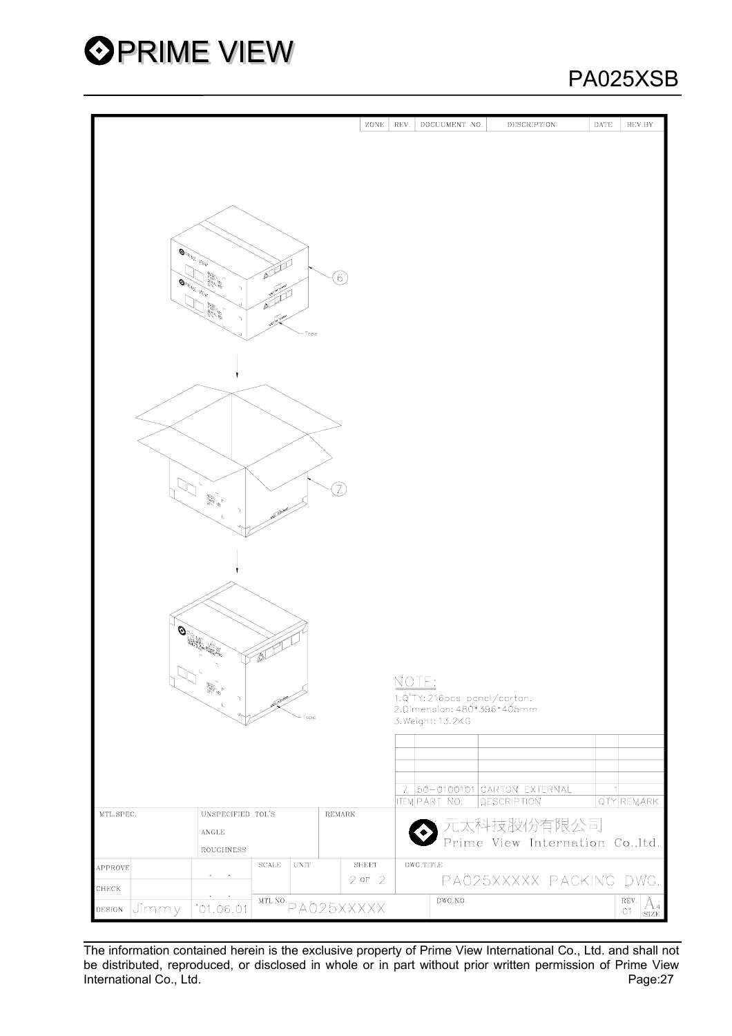| ZONE | REV. | DOCUUMENT NO. | DESCRIPTION | DATE | REV.BY |
|---|---|---|---|---|---|

6

Tape

7

Tape

NOTE:
1.Q'TY: 216pcs panel/carton.
2.Dimension: 480*396*405mm
3.Weight: 13.2KG

| ITEM | PART NO. | DESCRIPTION | QTY | REMARK |
|---|---|---|---|---|
| 7 | 50-0100101 | CARTON EXTERNAL | 1 | |

| MTL.SPEC. | | UNSPECIFIED TOL'S / ANGLE / ROUGHNESS | | REMARK | 元太科技股份有限公司 Prime View Internation Co.,ltd. |
|---|---|---|---|---|---|
| APPROVE | | SCALE | UNIT | SHEET 2 OF 2 | DWG.TITLE PA025XXXXX PACKING DWG. |
| CHECK | | | | | |
| DESIGN | Jimmy | '01.06.01 | MTL.NO. PA025XXXXX | | DWG.NO. REV. 01 A4 SIZE |

The information contained herein is the exclusive property of Prime View International Co., Ltd. and shall not be distributed, reproduced, or disclosed in whole or in part without prior written permission of Prime View International Co., Ltd.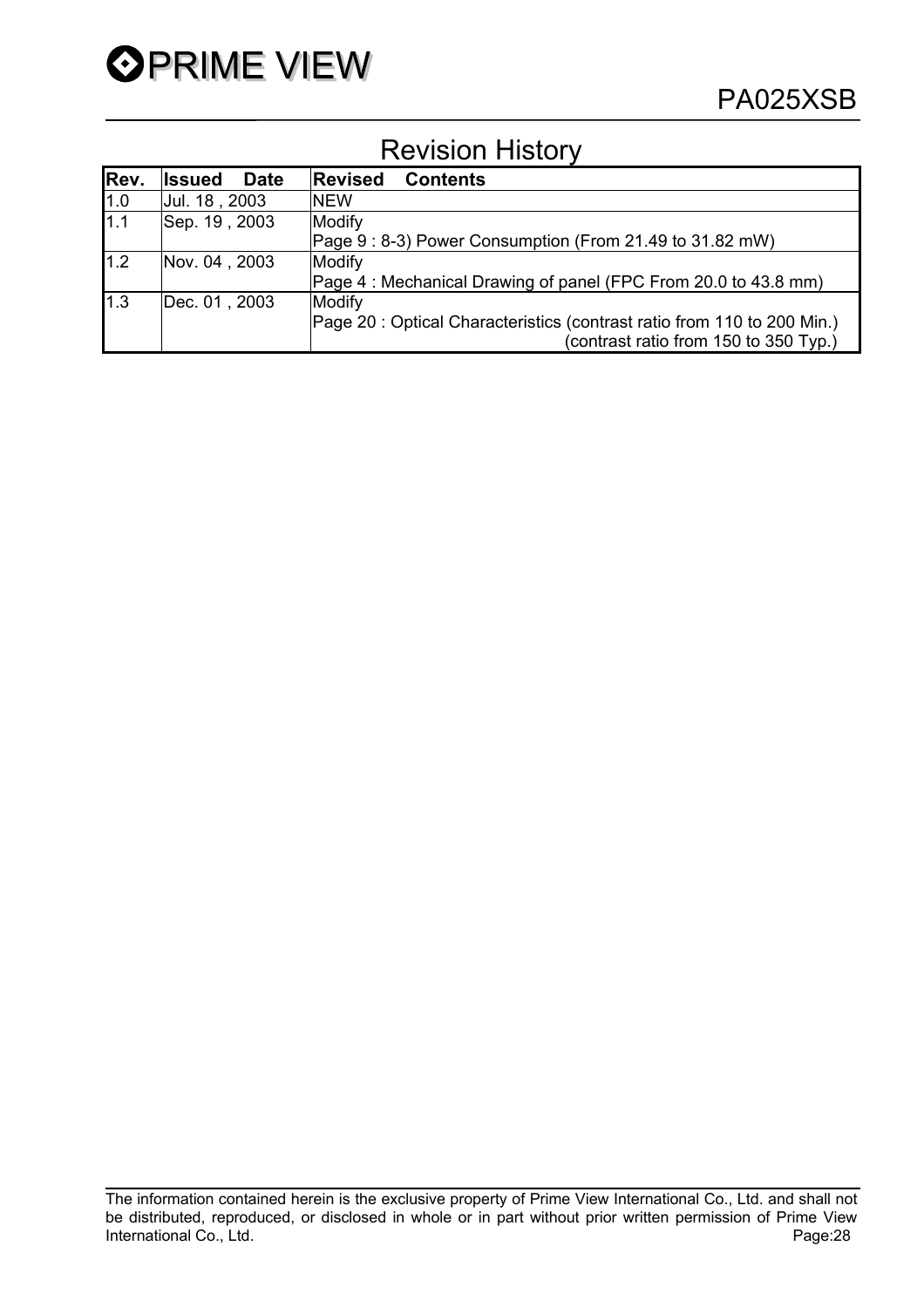# Revision History

| Rev. | Issued Date | Revised Contents |
|---|---|---|
| 1.0 | Jul. 18 , 2003 | NEW |
| 1.1 | Sep. 19 , 2003 | Modify<br>Page 9 : 8-3) Power Consumption (From 21.49 to 31.82 mW) |
| 1.2 | Nov. 04 , 2003 | Modify<br>Page 4 : Mechanical Drawing of panel (FPC From 20.0 to 43.8 mm) |
| 1.3 | Dec. 01 , 2003 | Modify<br>Page 20 : Optical Characteristics (contrast ratio from 110 to 200 Min.)<br>(contrast ratio from 150 to 350 Typ.) |

The information contained herein is the exclusive property of Prime View International Co., Ltd. and shall not be distributed, reproduced, or disclosed in whole or in part without prior written permission of Prime View International Co., Ltd.